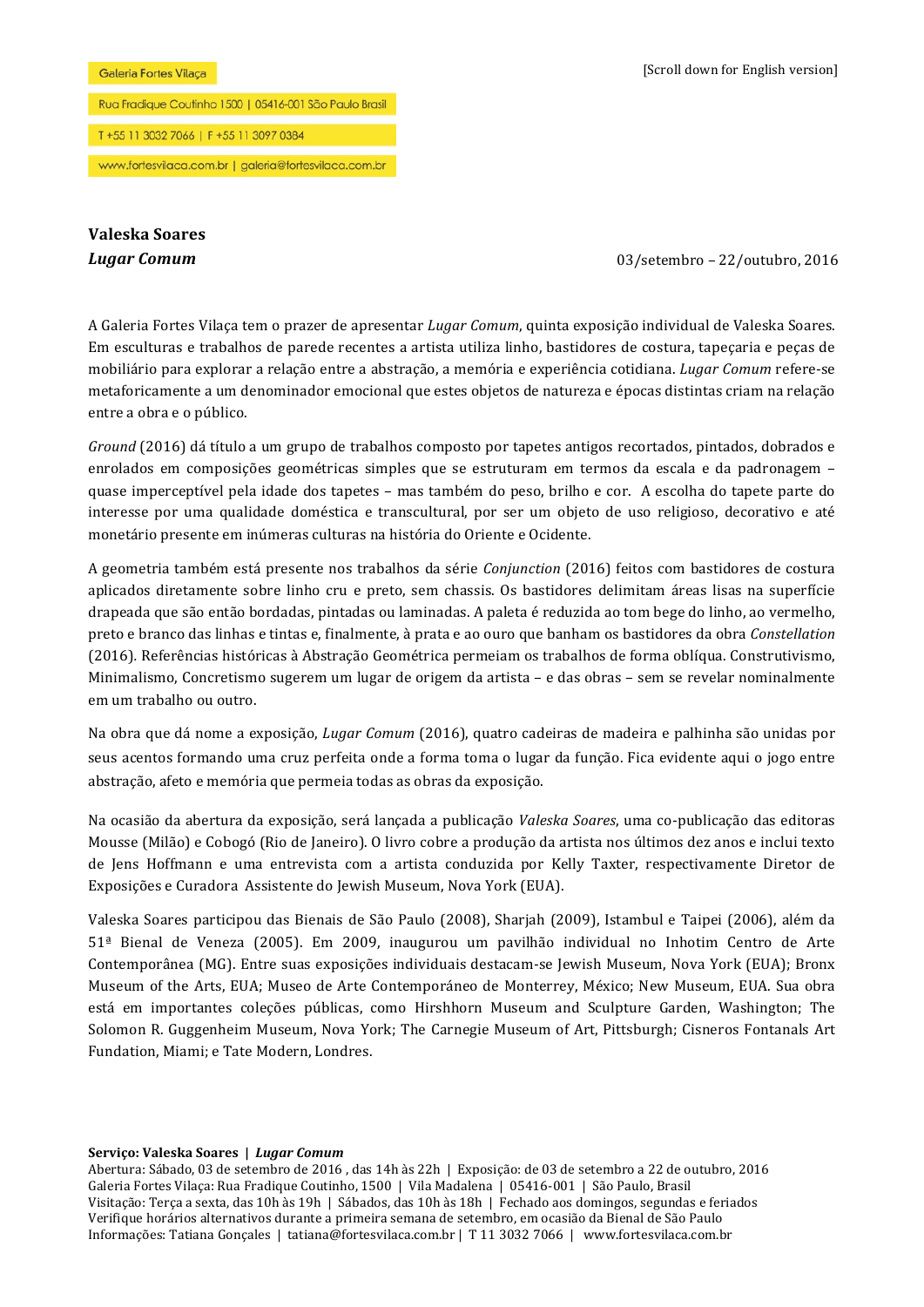Galeria Fortes Vilaça

Rua Fradique Coutinho 1500 | 05416-001 São Paulo Brasil

T +55 11 3032 7066 | F +55 11 3097 0384

www.fortesvilaca.com.br | galeria@fortesvilaca.com.br

[Scroll down for English version]

**Valeska Soares**

***Lugar Comum***

03/setembro – 22/outubro, 2016

A Galeria Fortes Vilaça tem o prazer de apresentar *Lugar Comum*, quinta exposição individual de Valeska Soares. Em esculturas e trabalhos de parede recentes a artista utiliza linho, bastidores de costura, tapeçaria e peças de mobiliário para explorar a relação entre a abstração, a memória e experiência cotidiana. *Lugar Comum* refere-se metaforicamente a um denominador emocional que estes objetos de natureza e épocas distintas criam na relação entre a obra e o público.

*Ground* (2016) dá título a um grupo de trabalhos composto por tapetes antigos recortados, pintados, dobrados e enrolados em composições geométricas simples que se estruturam em termos da escala e da padronagem – quase imperceptível pela idade dos tapetes – mas também do peso, brilho e cor. A escolha do tapete parte do interesse por uma qualidade doméstica e transcultural, por ser um objeto de uso religioso, decorativo e até monetário presente em inúmeras culturas na história do Oriente e Ocidente.

A geometria também está presente nos trabalhos da série *Conjunction* (2016) feitos com bastidores de costura aplicados diretamente sobre linho cru e preto, sem chassis. Os bastidores delimitam áreas lisas na superfície drapeada que são então bordadas, pintadas ou laminadas. A paleta é reduzida ao tom bege do linho, ao vermelho, preto e branco das linhas e tintas e, finalmente, à prata e ao ouro que banham os bastidores da obra *Constellation* (2016). Referências históricas à Abstração Geométrica permeiam os trabalhos de forma oblíqua. Construtivismo, Minimalismo, Concretismo sugerem um lugar de origem da artista – e das obras – sem se revelar nominalmente em um trabalho ou outro.

Na obra que dá nome a exposição, *Lugar Comum* (2016), quatro cadeiras de madeira e palhinha são unidas por seus acentos formando uma cruz perfeita onde a forma toma o lugar da função. Fica evidente aqui o jogo entre abstração, afeto e memória que permeia todas as obras da exposição.

Na ocasião da abertura da exposição, será lançada a publicação *Valeska Soares*, uma co-publicação das editoras Mousse (Milão) e Cobogó (Rio de Janeiro). O livro cobre a produção da artista nos últimos dez anos e inclui texto de Jens Hoffmann e uma entrevista com a artista conduzida por Kelly Taxter, respectivamente Diretor de Exposições e Curadora Assistente do Jewish Museum, Nova York (EUA).

Valeska Soares participou das Bienais de São Paulo (2008), Sharjah (2009), Istambul e Taipei (2006), além da 51ª Bienal de Veneza (2005). Em 2009, inaugurou um pavilhão individual no Inhotim Centro de Arte Contemporânea (MG). Entre suas exposições individuais destacam-se Jewish Museum, Nova York (EUA); Bronx Museum of the Arts, EUA; Museo de Arte Contemporáneo de Monterrey, México; New Museum, EUA. Sua obra está em importantes coleções públicas, como Hirshhorn Museum and Sculpture Garden, Washington; The Solomon R. Guggenheim Museum, Nova York; The Carnegie Museum of Art, Pittsburgh; Cisneros Fontanals Art Fundation, Miami; e Tate Modern, Londres.

**Serviço: Valeska Soares | *Lugar Comum***
Abertura: Sábado, 03 de setembro de 2016 , das 14h às 22h | Exposição: de 03 de setembro a 22 de outubro, 2016
Galeria Fortes Vilaça: Rua Fradique Coutinho, 1500 | Vila Madalena | 05416-001 | São Paulo, Brasil
Visitação: Terça a sexta, das 10h às 19h | Sábados, das 10h às 18h | Fechado aos domingos, segundas e feriados
Verifique horários alternativos durante a primeira semana de setembro, em ocasião da Bienal de São Paulo
Informações: Tatiana Gonçales | tatiana@fortesvilaca.com.br | T 11 3032 7066 | www.fortesvilaca.com.br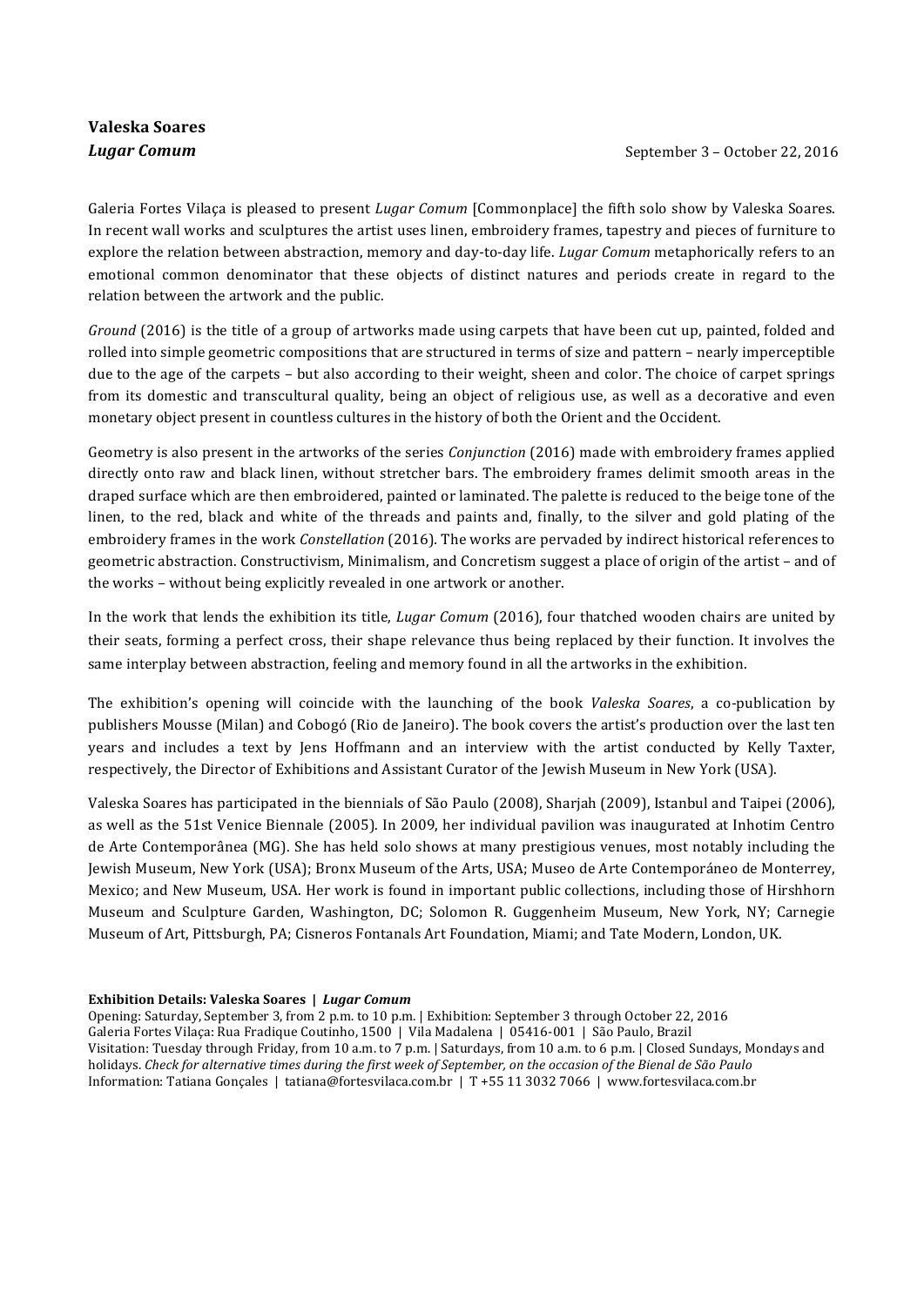**Valeska Soares**
***Lugar Comum*** September 3 – October 22, 2016

Galeria Fortes Vilaça is pleased to present *Lugar Comum* [Commonplace] the fifth solo show by Valeska Soares. In recent wall works and sculptures the artist uses linen, embroidery frames, tapestry and pieces of furniture to explore the relation between abstraction, memory and day-to-day life. *Lugar Comum* metaphorically refers to an emotional common denominator that these objects of distinct natures and periods create in regard to the relation between the artwork and the public.

*Ground* (2016) is the title of a group of artworks made using carpets that have been cut up, painted, folded and rolled into simple geometric compositions that are structured in terms of size and pattern – nearly imperceptible due to the age of the carpets – but also according to their weight, sheen and color. The choice of carpet springs from its domestic and transcultural quality, being an object of religious use, as well as a decorative and even monetary object present in countless cultures in the history of both the Orient and the Occident.

Geometry is also present in the artworks of the series *Conjunction* (2016) made with embroidery frames applied directly onto raw and black linen, without stretcher bars. The embroidery frames delimit smooth areas in the draped surface which are then embroidered, painted or laminated. The palette is reduced to the beige tone of the linen, to the red, black and white of the threads and paints and, finally, to the silver and gold plating of the embroidery frames in the work *Constellation* (2016). The works are pervaded by indirect historical references to geometric abstraction. Constructivism, Minimalism, and Concretism suggest a place of origin of the artist – and of the works – without being explicitly revealed in one artwork or another.

In the work that lends the exhibition its title, *Lugar Comum* (2016), four thatched wooden chairs are united by their seats, forming a perfect cross, their shape relevance thus being replaced by their function. It involves the same interplay between abstraction, feeling and memory found in all the artworks in the exhibition.

The exhibition's opening will coincide with the launching of the book *Valeska Soares*, a co-publication by publishers Mousse (Milan) and Cobogó (Rio de Janeiro). The book covers the artist's production over the last ten years and includes a text by Jens Hoffmann and an interview with the artist conducted by Kelly Taxter, respectively, the Director of Exhibitions and Assistant Curator of the Jewish Museum in New York (USA).

Valeska Soares has participated in the biennials of São Paulo (2008), Sharjah (2009), Istanbul and Taipei (2006), as well as the 51st Venice Biennale (2005). In 2009, her individual pavilion was inaugurated at Inhotim Centro de Arte Contemporânea (MG). She has held solo shows at many prestigious venues, most notably including the Jewish Museum, New York (USA); Bronx Museum of the Arts, USA; Museo de Arte Contemporáneo de Monterrey, Mexico; and New Museum, USA. Her work is found in important public collections, including those of Hirshhorn Museum and Sculpture Garden, Washington, DC; Solomon R. Guggenheim Museum, New York, NY; Carnegie Museum of Art, Pittsburgh, PA; Cisneros Fontanals Art Foundation, Miami; and Tate Modern, London, UK.

**Exhibition Details: Valeska Soares | *Lugar Comum***
Opening: Saturday, September 3, from 2 p.m. to 10 p.m. | Exhibition: September 3 through October 22, 2016
Galeria Fortes Vilaça: Rua Fradique Coutinho, 1500 | Vila Madalena | 05416-001 | São Paulo, Brazil
Visitation: Tuesday through Friday, from 10 a.m. to 7 p.m. | Saturdays, from 10 a.m. to 6 p.m. | Closed Sundays, Mondays and holidays. *Check for alternative times during the first week of September, on the occasion of the Bienal de São Paulo*
Information: Tatiana Gonçales | tatiana@fortesvilaca.com.br | T +55 11 3032 7066 | www.fortesvilaca.com.br